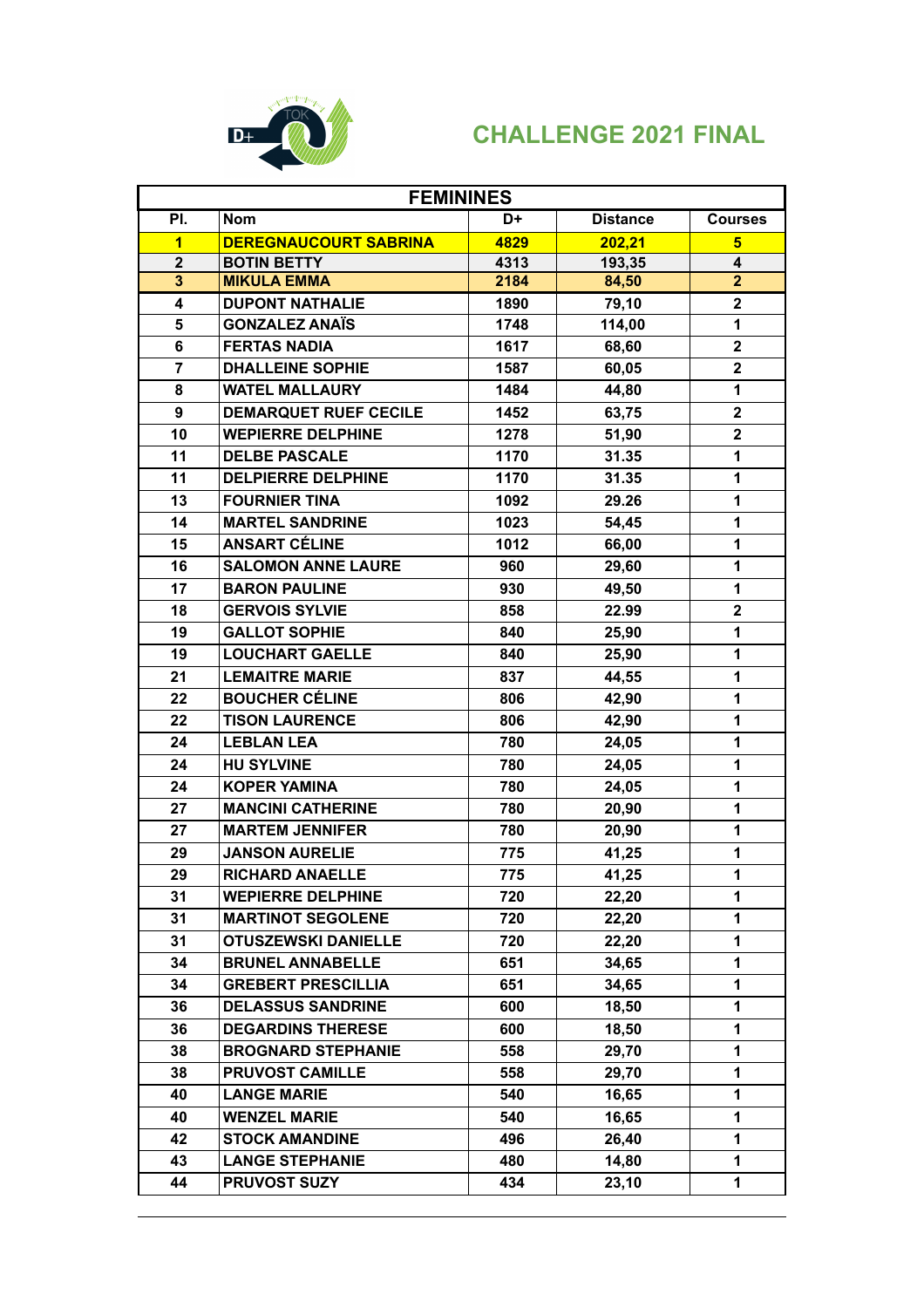# CHALLENGE 2021 FINAL

| FEMININES | | | | |
|---|---|---|---|---|
| Pl. | Nom | D+ | Distance | Courses |
| 1 | DEREGNAUCOURT SABRINA | 4829 | 202,21 | 5 |
| 2 | BOTIN BETTY | 4313 | 193,35 | 4 |
| 3 | MIKULA EMMA | 2184 | 84,50 | 2 |
| 4 | DUPONT NATHALIE | 1890 | 79,10 | 2 |
| 5 | GONZALEZ ANAÏS | 1748 | 114,00 | 1 |
| 6 | FERTAS NADIA | 1617 | 68,60 | 2 |
| 7 | DHALLEINE SOPHIE | 1587 | 60,05 | 2 |
| 8 | WATEL MALLAURY | 1484 | 44,80 | 1 |
| 9 | DEMARQUET RUEF CECILE | 1452 | 63,75 | 2 |
| 10 | WEPIERRE DELPHINE | 1278 | 51,90 | 2 |
| 11 | DELBE PASCALE | 1170 | 31.35 | 1 |
| 11 | DELPIERRE DELPHINE | 1170 | 31.35 | 1 |
| 13 | FOURNIER TINA | 1092 | 29.26 | 1 |
| 14 | MARTEL SANDRINE | 1023 | 54,45 | 1 |
| 15 | ANSART CÉLINE | 1012 | 66,00 | 1 |
| 16 | SALOMON ANNE LAURE | 960 | 29,60 | 1 |
| 17 | BARON PAULINE | 930 | 49,50 | 1 |
| 18 | GERVOIS SYLVIE | 858 | 22.99 | 2 |
| 19 | GALLOT SOPHIE | 840 | 25,90 | 1 |
| 19 | LOUCHART GAELLE | 840 | 25,90 | 1 |
| 21 | LEMAITRE MARIE | 837 | 44,55 | 1 |
| 22 | BOUCHER CÉLINE | 806 | 42,90 | 1 |
| 22 | TISON LAURENCE | 806 | 42,90 | 1 |
| 24 | LEBLAN LEA | 780 | 24,05 | 1 |
| 24 | HU SYLVINE | 780 | 24,05 | 1 |
| 24 | KOPER YAMINA | 780 | 24,05 | 1 |
| 27 | MANCINI CATHERINE | 780 | 20,90 | 1 |
| 27 | MARTEM JENNIFER | 780 | 20,90 | 1 |
| 29 | JANSON AURELIE | 775 | 41,25 | 1 |
| 29 | RICHARD ANAELLE | 775 | 41,25 | 1 |
| 31 | WEPIERRE DELPHINE | 720 | 22,20 | 1 |
| 31 | MARTINOT SEGOLENE | 720 | 22,20 | 1 |
| 31 | OTUSZEWSKI DANIELLE | 720 | 22,20 | 1 |
| 34 | BRUNEL ANNABELLE | 651 | 34,65 | 1 |
| 34 | GREBERT PRESCILLIA | 651 | 34,65 | 1 |
| 36 | DELASSUS SANDRINE | 600 | 18,50 | 1 |
| 36 | DEGARDINS THERESE | 600 | 18,50 | 1 |
| 38 | BROGNARD STEPHANIE | 558 | 29,70 | 1 |
| 38 | PRUVOST CAMILLE | 558 | 29,70 | 1 |
| 40 | LANGE MARIE | 540 | 16,65 | 1 |
| 40 | WENZEL MARIE | 540 | 16,65 | 1 |
| 42 | STOCK AMANDINE | 496 | 26,40 | 1 |
| 43 | LANGE STEPHANIE | 480 | 14,80 | 1 |
| 44 | PRUVOST SUZY | 434 | 23,10 | 1 |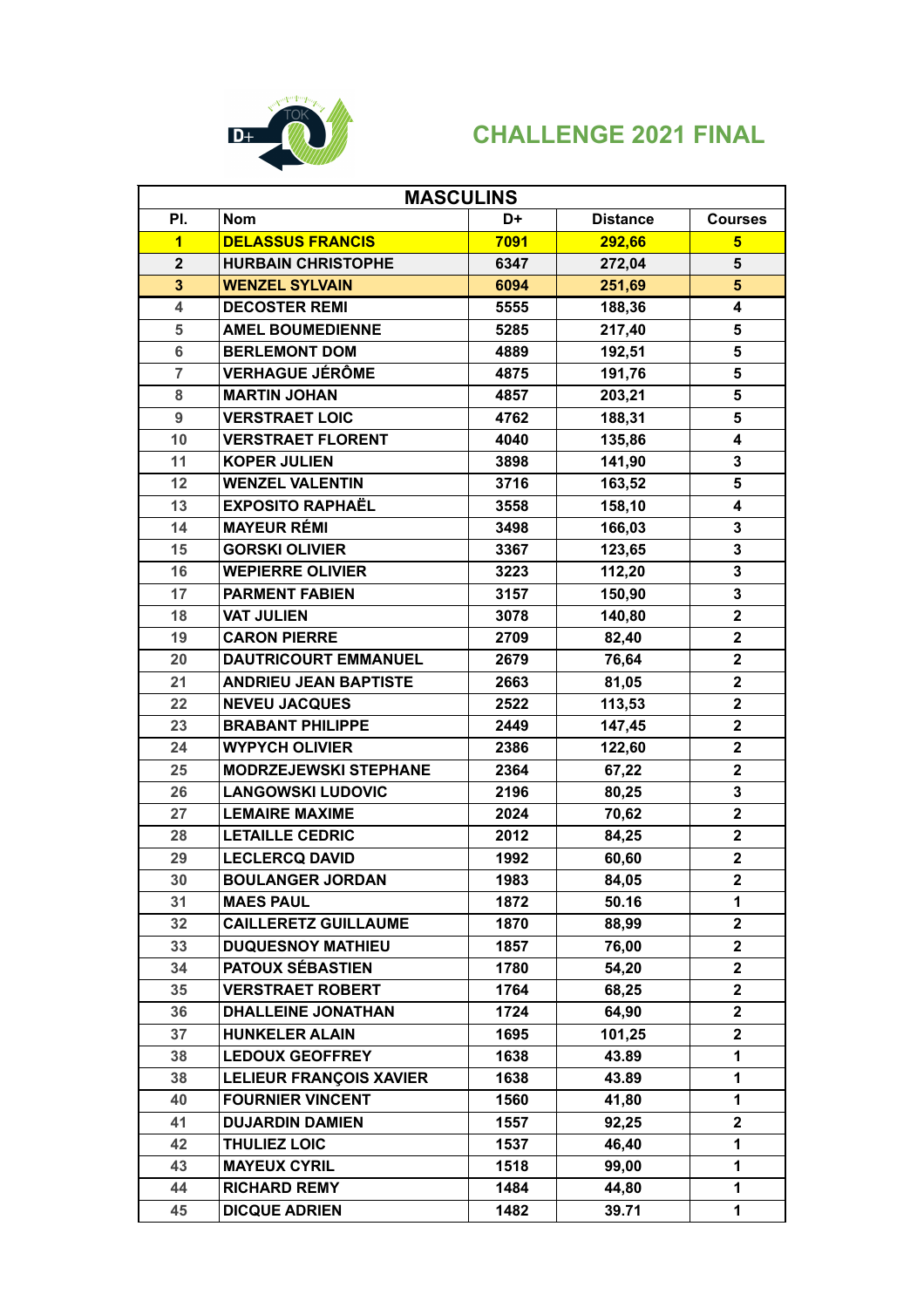# CHALLENGE 2021 FINAL

| MASCULINS | | | | |
|---|---|---|---|---|
| Pl. | Nom | D+ | Distance | Courses |
| 1 | DELASSUS FRANCIS | 7091 | 292,66 | 5 |
| 2 | HURBAIN CHRISTOPHE | 6347 | 272,04 | 5 |
| 3 | WENZEL SYLVAIN | 6094 | 251,69 | 5 |
| 4 | DECOSTER REMI | 5555 | 188,36 | 4 |
| 5 | AMEL BOUMEDIENNE | 5285 | 217,40 | 5 |
| 6 | BERLEMONT DOM | 4889 | 192,51 | 5 |
| 7 | VERHAGUE JÉRÔME | 4875 | 191,76 | 5 |
| 8 | MARTIN JOHAN | 4857 | 203,21 | 5 |
| 9 | VERSTRAET LOIC | 4762 | 188,31 | 5 |
| 10 | VERSTRAET FLORENT | 4040 | 135,86 | 4 |
| 11 | KOPER JULIEN | 3898 | 141,90 | 3 |
| 12 | WENZEL VALENTIN | 3716 | 163,52 | 5 |
| 13 | EXPOSITO RAPHAËL | 3558 | 158,10 | 4 |
| 14 | MAYEUR RÉMI | 3498 | 166,03 | 3 |
| 15 | GORSKI OLIVIER | 3367 | 123,65 | 3 |
| 16 | WEPIERRE OLIVIER | 3223 | 112,20 | 3 |
| 17 | PARMENT FABIEN | 3157 | 150,90 | 3 |
| 18 | VAT JULIEN | 3078 | 140,80 | 2 |
| 19 | CARON PIERRE | 2709 | 82,40 | 2 |
| 20 | DAUTRICOURT EMMANUEL | 2679 | 76,64 | 2 |
| 21 | ANDRIEU JEAN BAPTISTE | 2663 | 81,05 | 2 |
| 22 | NEVEU JACQUES | 2522 | 113,53 | 2 |
| 23 | BRABANT PHILIPPE | 2449 | 147,45 | 2 |
| 24 | WYPYCH OLIVIER | 2386 | 122,60 | 2 |
| 25 | MODRZEJEWSKI STEPHANE | 2364 | 67,22 | 2 |
| 26 | LANGOWSKI LUDOVIC | 2196 | 80,25 | 3 |
| 27 | LEMAIRE MAXIME | 2024 | 70,62 | 2 |
| 28 | LETAILLE CEDRIC | 2012 | 84,25 | 2 |
| 29 | LECLERCQ DAVID | 1992 | 60,60 | 2 |
| 30 | BOULANGER JORDAN | 1983 | 84,05 | 2 |
| 31 | MAES PAUL | 1872 | 50.16 | 1 |
| 32 | CAILLERETZ GUILLAUME | 1870 | 88,99 | 2 |
| 33 | DUQUESNOY MATHIEU | 1857 | 76,00 | 2 |
| 34 | PATOUX SÉBASTIEN | 1780 | 54,20 | 2 |
| 35 | VERSTRAET ROBERT | 1764 | 68,25 | 2 |
| 36 | DHALLEINE JONATHAN | 1724 | 64,90 | 2 |
| 37 | HUNKELER ALAIN | 1695 | 101,25 | 2 |
| 38 | LEDOUX GEOFFREY | 1638 | 43.89 | 1 |
| 38 | LELIEUR FRANÇOIS XAVIER | 1638 | 43.89 | 1 |
| 40 | FOURNIER VINCENT | 1560 | 41,80 | 1 |
| 41 | DUJARDIN DAMIEN | 1557 | 92,25 | 2 |
| 42 | THULIEZ LOIC | 1537 | 46,40 | 1 |
| 43 | MAYEUX CYRIL | 1518 | 99,00 | 1 |
| 44 | RICHARD REMY | 1484 | 44,80 | 1 |
| 45 | DICQUE ADRIEN | 1482 | 39.71 | 1 |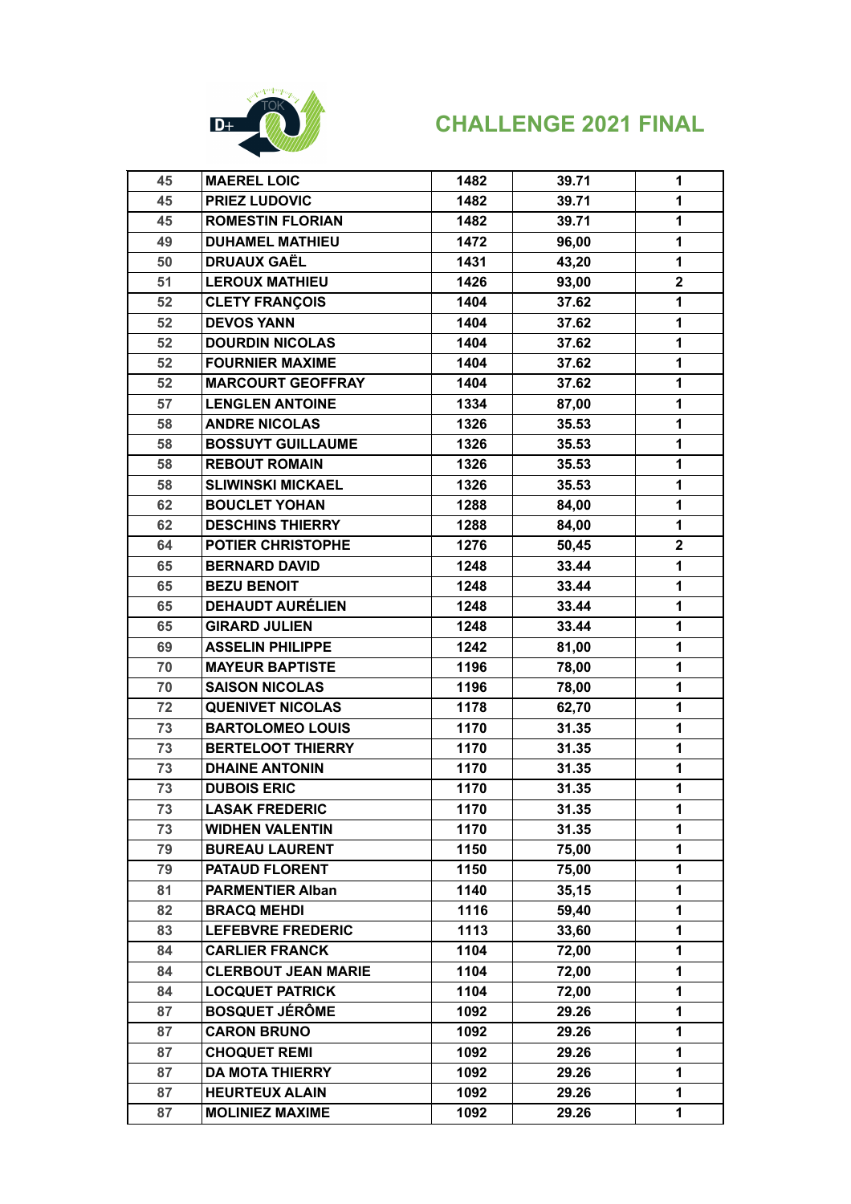# CHALLENGE 2021 FINAL

| 45 | MAEREL LOIC | 1482 | 39.71 | 1 |
|---|---|---|---|---|
| 45 | PRIEZ LUDOVIC | 1482 | 39.71 | 1 |
| 45 | ROMESTIN FLORIAN | 1482 | 39.71 | 1 |
| 49 | DUHAMEL MATHIEU | 1472 | 96,00 | 1 |
| 50 | DRUAUX GAËL | 1431 | 43,20 | 1 |
| 51 | LEROUX MATHIEU | 1426 | 93,00 | 2 |
| 52 | CLETY FRANÇOIS | 1404 | 37.62 | 1 |
| 52 | DEVOS YANN | 1404 | 37.62 | 1 |
| 52 | DOURDIN NICOLAS | 1404 | 37.62 | 1 |
| 52 | FOURNIER MAXIME | 1404 | 37.62 | 1 |
| 52 | MARCOURT GEOFFRAY | 1404 | 37.62 | 1 |
| 57 | LENGLEN ANTOINE | 1334 | 87,00 | 1 |
| 58 | ANDRE NICOLAS | 1326 | 35.53 | 1 |
| 58 | BOSSUYT GUILLAUME | 1326 | 35.53 | 1 |
| 58 | REBOUT ROMAIN | 1326 | 35.53 | 1 |
| 58 | SLIWINSKI MICKAEL | 1326 | 35.53 | 1 |
| 62 | BOUCLET YOHAN | 1288 | 84,00 | 1 |
| 62 | DESCHINS THIERRY | 1288 | 84,00 | 1 |
| 64 | POTIER CHRISTOPHE | 1276 | 50,45 | 2 |
| 65 | BERNARD DAVID | 1248 | 33.44 | 1 |
| 65 | BEZU BENOIT | 1248 | 33.44 | 1 |
| 65 | DEHAUDT AURÉLIEN | 1248 | 33.44 | 1 |
| 65 | GIRARD JULIEN | 1248 | 33.44 | 1 |
| 69 | ASSELIN PHILIPPE | 1242 | 81,00 | 1 |
| 70 | MAYEUR BAPTISTE | 1196 | 78,00 | 1 |
| 70 | SAISON NICOLAS | 1196 | 78,00 | 1 |
| 72 | QUENIVET NICOLAS | 1178 | 62,70 | 1 |
| 73 | BARTOLOMEO LOUIS | 1170 | 31.35 | 1 |
| 73 | BERTELOOT THIERRY | 1170 | 31.35 | 1 |
| 73 | DHAINE ANTONIN | 1170 | 31.35 | 1 |
| 73 | DUBOIS ERIC | 1170 | 31.35 | 1 |
| 73 | LASAK FREDERIC | 1170 | 31.35 | 1 |
| 73 | WIDHEN VALENTIN | 1170 | 31.35 | 1 |
| 79 | BUREAU LAURENT | 1150 | 75,00 | 1 |
| 79 | PATAUD FLORENT | 1150 | 75,00 | 1 |
| 81 | PARMENTIER Alban | 1140 | 35,15 | 1 |
| 82 | BRACQ MEHDI | 1116 | 59,40 | 1 |
| 83 | LEFEBVRE FREDERIC | 1113 | 33,60 | 1 |
| 84 | CARLIER FRANCK | 1104 | 72,00 | 1 |
| 84 | CLERBOUT JEAN MARIE | 1104 | 72,00 | 1 |
| 84 | LOCQUET PATRICK | 1104 | 72,00 | 1 |
| 87 | BOSQUET JÉRÔME | 1092 | 29.26 | 1 |
| 87 | CARON BRUNO | 1092 | 29.26 | 1 |
| 87 | CHOQUET REMI | 1092 | 29.26 | 1 |
| 87 | DA MOTA THIERRY | 1092 | 29.26 | 1 |
| 87 | HEURTEUX ALAIN | 1092 | 29.26 | 1 |
| 87 | MOLINIEZ MAXIME | 1092 | 29.26 | 1 |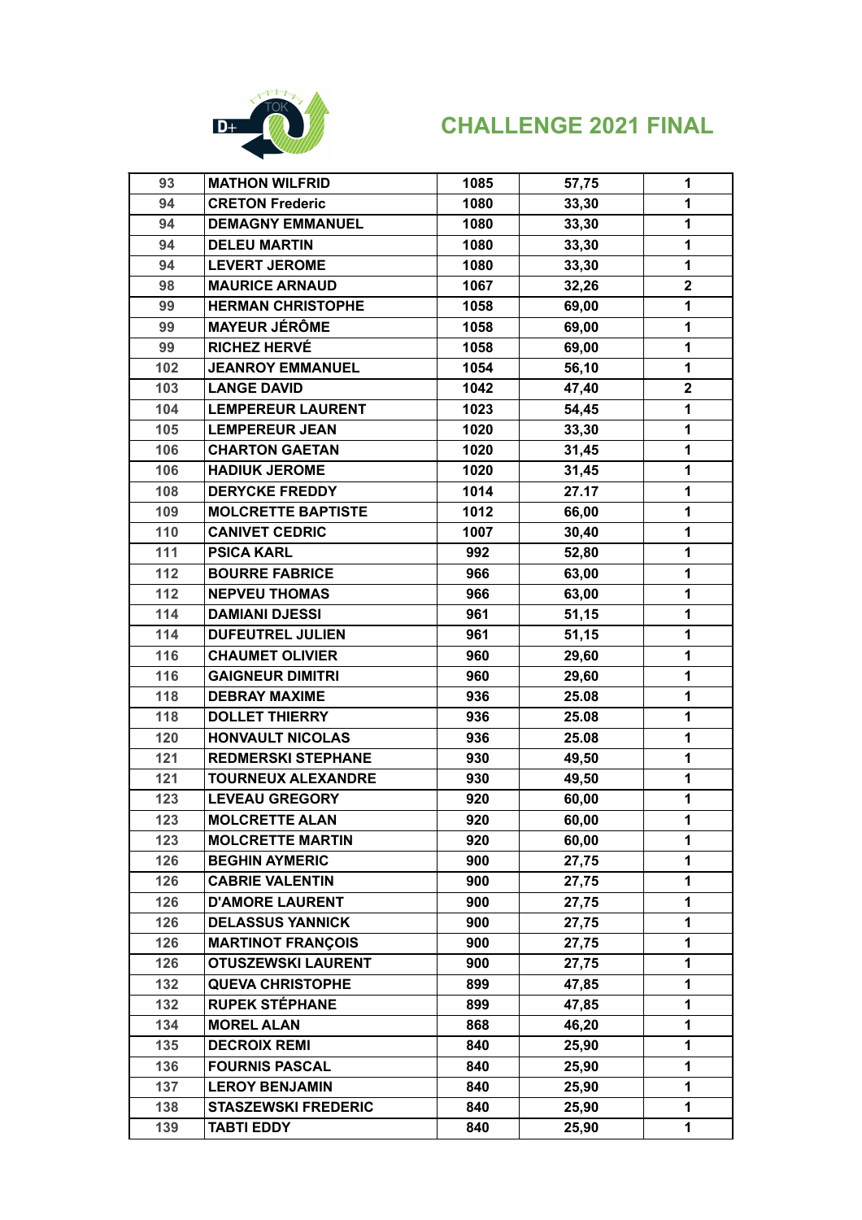# CHALLENGE 2021 FINAL

| | | | | |
|---|---|---|---|---|
| 93 | MATHON WILFRID | 1085 | 57,75 | 1 |
| 94 | CRETON Frederic | 1080 | 33,30 | 1 |
| 94 | DEMAGNY EMMANUEL | 1080 | 33,30 | 1 |
| 94 | DELEU MARTIN | 1080 | 33,30 | 1 |
| 94 | LEVERT JEROME | 1080 | 33,30 | 1 |
| 98 | MAURICE ARNAUD | 1067 | 32,26 | 2 |
| 99 | HERMAN CHRISTOPHE | 1058 | 69,00 | 1 |
| 99 | MAYEUR JÉRÔME | 1058 | 69,00 | 1 |
| 99 | RICHEZ HERVÉ | 1058 | 69,00 | 1 |
| 102 | JEANROY EMMANUEL | 1054 | 56,10 | 1 |
| 103 | LANGE DAVID | 1042 | 47,40 | 2 |
| 104 | LEMPEREUR LAURENT | 1023 | 54,45 | 1 |
| 105 | LEMPEREUR JEAN | 1020 | 33,30 | 1 |
| 106 | CHARTON GAETAN | 1020 | 31,45 | 1 |
| 106 | HADIUK JEROME | 1020 | 31,45 | 1 |
| 108 | DERYCKE FREDDY | 1014 | 27.17 | 1 |
| 109 | MOLCRETTE BAPTISTE | 1012 | 66,00 | 1 |
| 110 | CANIVET CEDRIC | 1007 | 30,40 | 1 |
| 111 | PSICA KARL | 992 | 52,80 | 1 |
| 112 | BOURRE FABRICE | 966 | 63,00 | 1 |
| 112 | NEPVEU THOMAS | 966 | 63,00 | 1 |
| 114 | DAMIANI DJESSI | 961 | 51,15 | 1 |
| 114 | DUFEUTREL JULIEN | 961 | 51,15 | 1 |
| 116 | CHAUMET OLIVIER | 960 | 29,60 | 1 |
| 116 | GAIGNEUR DIMITRI | 960 | 29,60 | 1 |
| 118 | DEBRAY MAXIME | 936 | 25.08 | 1 |
| 118 | DOLLET THIERRY | 936 | 25.08 | 1 |
| 120 | HONVAULT NICOLAS | 936 | 25.08 | 1 |
| 121 | REDMERSKI STEPHANE | 930 | 49,50 | 1 |
| 121 | TOURNEUX ALEXANDRE | 930 | 49,50 | 1 |
| 123 | LEVEAU GREGORY | 920 | 60,00 | 1 |
| 123 | MOLCRETTE ALAN | 920 | 60,00 | 1 |
| 123 | MOLCRETTE MARTIN | 920 | 60,00 | 1 |
| 126 | BEGHIN AYMERIC | 900 | 27,75 | 1 |
| 126 | CABRIE VALENTIN | 900 | 27,75 | 1 |
| 126 | D'AMORE LAURENT | 900 | 27,75 | 1 |
| 126 | DELASSUS YANNICK | 900 | 27,75 | 1 |
| 126 | MARTINOT FRANÇOIS | 900 | 27,75 | 1 |
| 126 | OTUSZEWSKI LAURENT | 900 | 27,75 | 1 |
| 132 | QUEVA CHRISTOPHE | 899 | 47,85 | 1 |
| 132 | RUPEK STÉPHANE | 899 | 47,85 | 1 |
| 134 | MOREL ALAN | 868 | 46,20 | 1 |
| 135 | DECROIX REMI | 840 | 25,90 | 1 |
| 136 | FOURNIS PASCAL | 840 | 25,90 | 1 |
| 137 | LEROY BENJAMIN | 840 | 25,90 | 1 |
| 138 | STASZEWSKI FREDERIC | 840 | 25,90 | 1 |
| 139 | TABTI EDDY | 840 | 25,90 | 1 |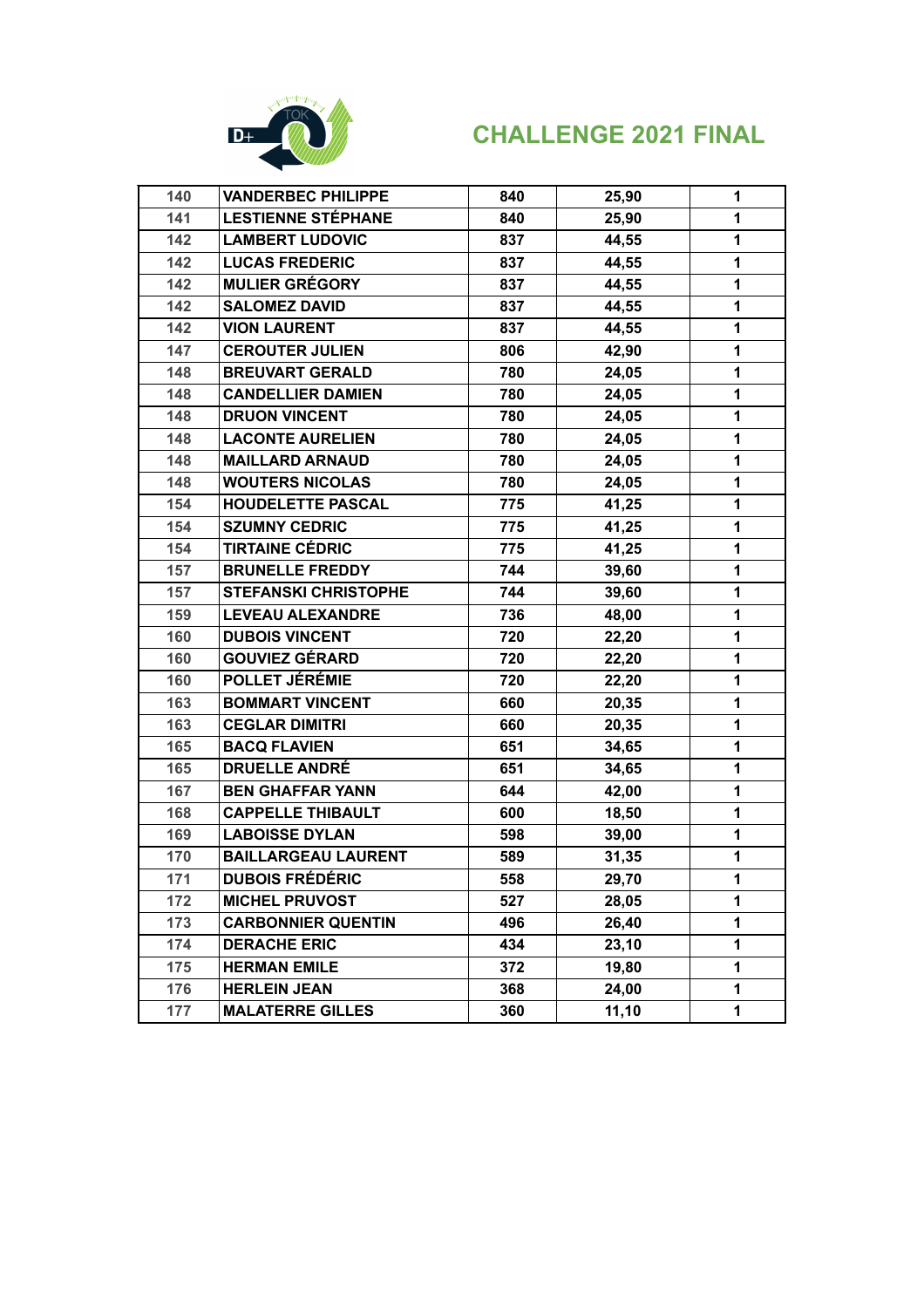## CHALLENGE 2021 FINAL

| | | | | |
|---|---|---|---|---|
| 140 | VANDERBEC PHILIPPE | 840 | 25,90 | 1 |
| 141 | LESTIENNE STÉPHANE | 840 | 25,90 | 1 |
| 142 | LAMBERT LUDOVIC | 837 | 44,55 | 1 |
| 142 | LUCAS FREDERIC | 837 | 44,55 | 1 |
| 142 | MULIER GRÉGORY | 837 | 44,55 | 1 |
| 142 | SALOMEZ DAVID | 837 | 44,55 | 1 |
| 142 | VION LAURENT | 837 | 44,55 | 1 |
| 147 | CEROUTER JULIEN | 806 | 42,90 | 1 |
| 148 | BREUVART GERALD | 780 | 24,05 | 1 |
| 148 | CANDELLIER DAMIEN | 780 | 24,05 | 1 |
| 148 | DRUON VINCENT | 780 | 24,05 | 1 |
| 148 | LACONTE AURELIEN | 780 | 24,05 | 1 |
| 148 | MAILLARD ARNAUD | 780 | 24,05 | 1 |
| 148 | WOUTERS NICOLAS | 780 | 24,05 | 1 |
| 154 | HOUDELETTE PASCAL | 775 | 41,25 | 1 |
| 154 | SZUMNY CEDRIC | 775 | 41,25 | 1 |
| 154 | TIRTAINE CÉDRIC | 775 | 41,25 | 1 |
| 157 | BRUNELLE FREDDY | 744 | 39,60 | 1 |
| 157 | STEFANSKI CHRISTOPHE | 744 | 39,60 | 1 |
| 159 | LEVEAU ALEXANDRE | 736 | 48,00 | 1 |
| 160 | DUBOIS VINCENT | 720 | 22,20 | 1 |
| 160 | GOUVIEZ GÉRARD | 720 | 22,20 | 1 |
| 160 | POLLET JÉRÉMIE | 720 | 22,20 | 1 |
| 163 | BOMMART VINCENT | 660 | 20,35 | 1 |
| 163 | CEGLAR DIMITRI | 660 | 20,35 | 1 |
| 165 | BACQ FLAVIEN | 651 | 34,65 | 1 |
| 165 | DRUELLE ANDRÉ | 651 | 34,65 | 1 |
| 167 | BEN GHAFFAR YANN | 644 | 42,00 | 1 |
| 168 | CAPPELLE THIBAULT | 600 | 18,50 | 1 |
| 169 | LABOISSE DYLAN | 598 | 39,00 | 1 |
| 170 | BAILLARGEAU LAURENT | 589 | 31,35 | 1 |
| 171 | DUBOIS FRÉDÉRIC | 558 | 29,70 | 1 |
| 172 | MICHEL PRUVOST | 527 | 28,05 | 1 |
| 173 | CARBONNIER QUENTIN | 496 | 26,40 | 1 |
| 174 | DERACHE ERIC | 434 | 23,10 | 1 |
| 175 | HERMAN EMILE | 372 | 19,80 | 1 |
| 176 | HERLEIN JEAN | 368 | 24,00 | 1 |
| 177 | MALATERRE GILLES | 360 | 11,10 | 1 |